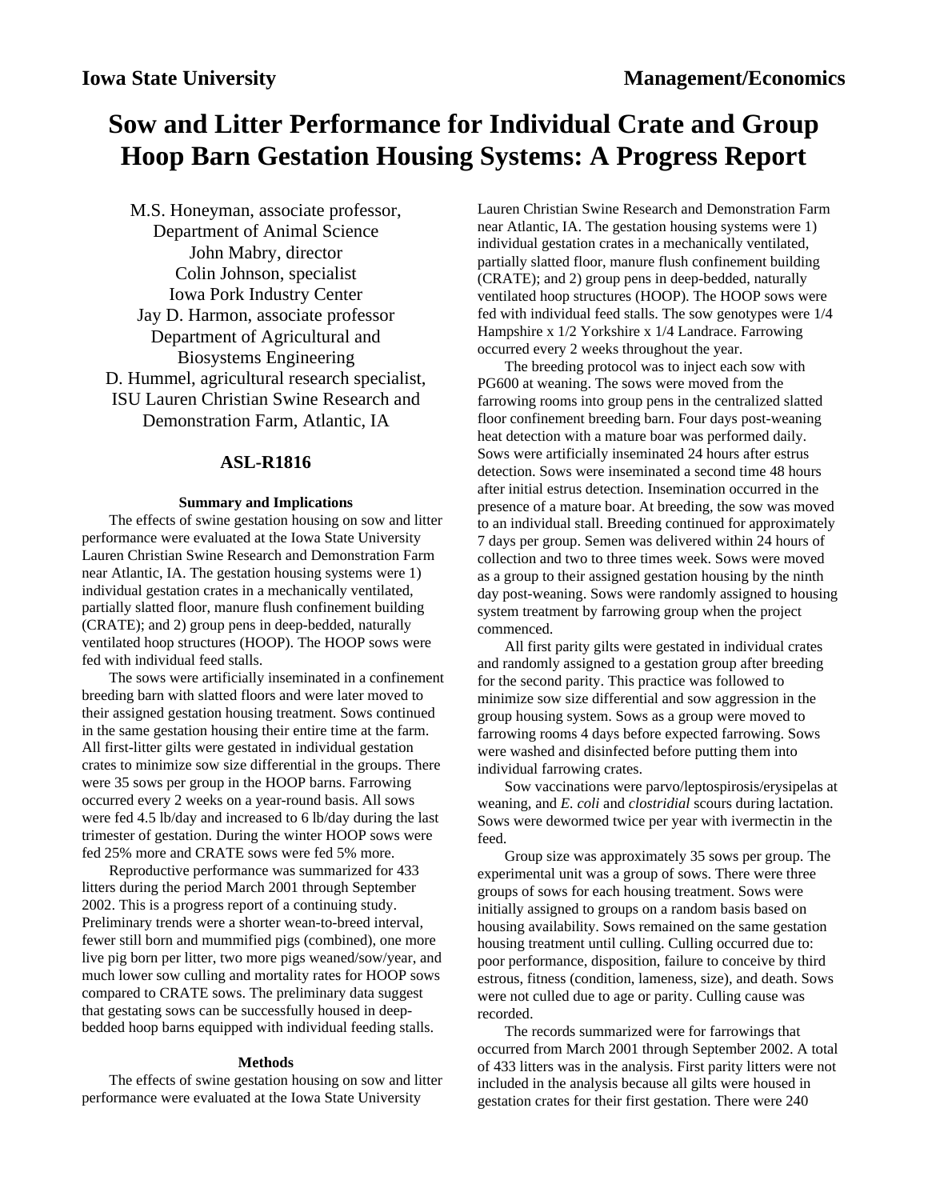Iowa State University | Management/Economics

# Sow and Litter Performance for Individual Crate and Group Hoop Barn Gestation Housing Systems: A Progress Report

M.S. Honeyman, associate professor, Department of Animal Science
John Mabry, director
Colin Johnson, specialist
Iowa Pork Industry Center
Jay D. Harmon, associate professor
Department of Agricultural and Biosystems Engineering
D. Hummel, agricultural research specialist, ISU Lauren Christian Swine Research and Demonstration Farm, Atlantic, IA

### ASL-R1816

#### Summary and Implications

The effects of swine gestation housing on sow and litter performance were evaluated at the Iowa State University Lauren Christian Swine Research and Demonstration Farm near Atlantic, IA. The gestation housing systems were 1) individual gestation crates in a mechanically ventilated, partially slatted floor, manure flush confinement building (CRATE); and 2) group pens in deep-bedded, naturally ventilated hoop structures (HOOP). The HOOP sows were fed with individual feed stalls.

The sows were artificially inseminated in a confinement breeding barn with slatted floors and were later moved to their assigned gestation housing treatment. Sows continued in the same gestation housing their entire time at the farm. All first-litter gilts were gestated in individual gestation crates to minimize sow size differential in the groups. There were 35 sows per group in the HOOP barns. Farrowing occurred every 2 weeks on a year-round basis. All sows were fed 4.5 lb/day and increased to 6 lb/day during the last trimester of gestation. During the winter HOOP sows were fed 25% more and CRATE sows were fed 5% more.

Reproductive performance was summarized for 433 litters during the period March 2001 through September 2002. This is a progress report of a continuing study. Preliminary trends were a shorter wean-to-breed interval, fewer still born and mummified pigs (combined), one more live pig born per litter, two more pigs weaned/sow/year, and much lower sow culling and mortality rates for HOOP sows compared to CRATE sows. The preliminary data suggest that gestating sows can be successfully housed in deep-bedded hoop barns equipped with individual feeding stalls.

#### Methods

The effects of swine gestation housing on sow and litter performance were evaluated at the Iowa State University Lauren Christian Swine Research and Demonstration Farm near Atlantic, IA. The gestation housing systems were 1) individual gestation crates in a mechanically ventilated, partially slatted floor, manure flush confinement building (CRATE); and 2) group pens in deep-bedded, naturally ventilated hoop structures (HOOP). The HOOP sows were fed with individual feed stalls. The sow genotypes were 1/4 Hampshire x 1/2 Yorkshire x 1/4 Landrace. Farrowing occurred every 2 weeks throughout the year.

The breeding protocol was to inject each sow with PG600 at weaning. The sows were moved from the farrowing rooms into group pens in the centralized slatted floor confinement breeding barn. Four days post-weaning heat detection with a mature boar was performed daily. Sows were artificially inseminated 24 hours after estrus detection. Sows were inseminated a second time 48 hours after initial estrus detection. Insemination occurred in the presence of a mature boar. At breeding, the sow was moved to an individual stall. Breeding continued for approximately 7 days per group. Semen was delivered within 24 hours of collection and two to three times week. Sows were moved as a group to their assigned gestation housing by the ninth day post-weaning. Sows were randomly assigned to housing system treatment by farrowing group when the project commenced.

All first parity gilts were gestated in individual crates and randomly assigned to a gestation group after breeding for the second parity. This practice was followed to minimize sow size differential and sow aggression in the group housing system. Sows as a group were moved to farrowing rooms 4 days before expected farrowing. Sows were washed and disinfected before putting them into individual farrowing crates.

Sow vaccinations were parvo/leptospirosis/erysipelas at weaning, and *E. coli* and *clostridial* scours during lactation. Sows were dewormed twice per year with ivermectin in the feed.

Group size was approximately 35 sows per group. The experimental unit was a group of sows. There were three groups of sows for each housing treatment. Sows were initially assigned to groups on a random basis based on housing availability. Sows remained on the same gestation housing treatment until culling. Culling occurred due to: poor performance, disposition, failure to conceive by third estrous, fitness (condition, lameness, size), and death. Sows were not culled due to age or parity. Culling cause was recorded.

The records summarized were for farrowings that occurred from March 2001 through September 2002. A total of 433 litters was in the analysis. First parity litters were not included in the analysis because all gilts were housed in gestation crates for their first gestation. There were 240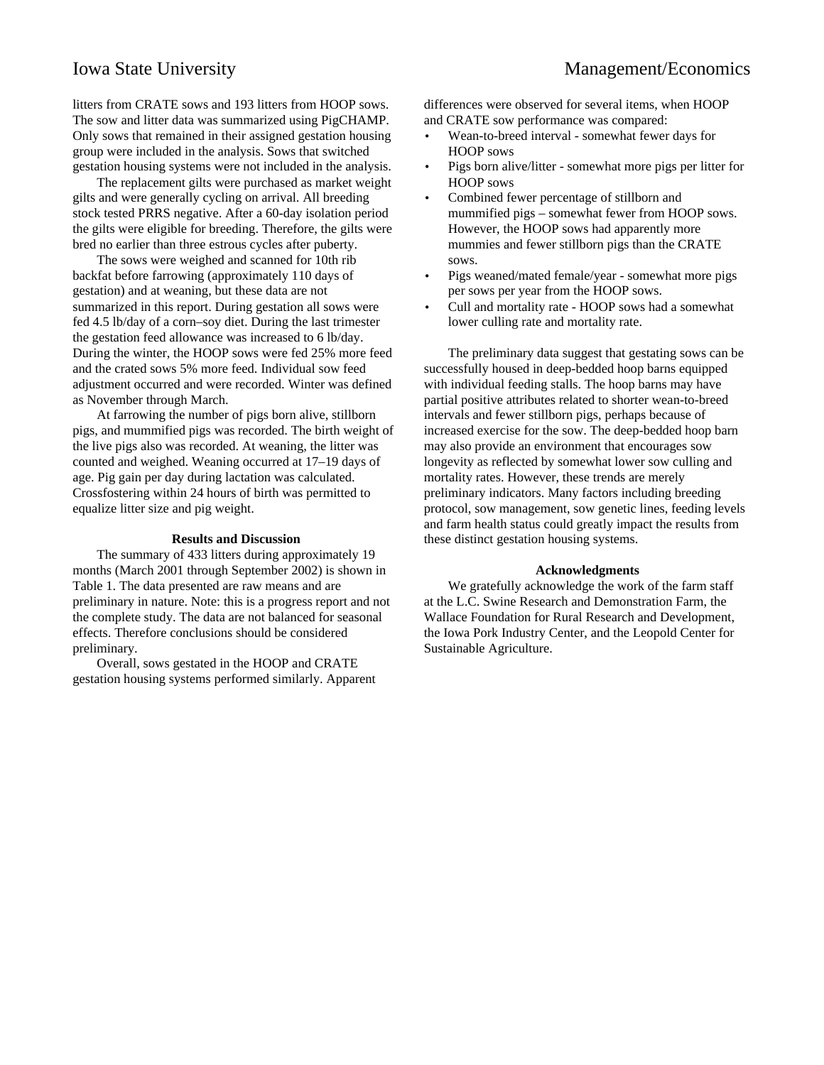litters from CRATE sows and 193 litters from HOOP sows. The sow and litter data was summarized using PigCHAMP. Only sows that remained in their assigned gestation housing group were included in the analysis. Sows that switched gestation housing systems were not included in the analysis.

The replacement gilts were purchased as market weight gilts and were generally cycling on arrival. All breeding stock tested PRRS negative. After a 60-day isolation period the gilts were eligible for breeding. Therefore, the gilts were bred no earlier than three estrous cycles after puberty.

The sows were weighed and scanned for 10th rib backfat before farrowing (approximately 110 days of gestation) and at weaning, but these data are not summarized in this report. During gestation all sows were fed 4.5 lb/day of a corn–soy diet. During the last trimester the gestation feed allowance was increased to 6 lb/day. During the winter, the HOOP sows were fed 25% more feed and the crated sows 5% more feed. Individual sow feed adjustment occurred and were recorded. Winter was defined as November through March.

At farrowing the number of pigs born alive, stillborn pigs, and mummified pigs was recorded. The birth weight of the live pigs also was recorded. At weaning, the litter was counted and weighed. Weaning occurred at 17–19 days of age. Pig gain per day during lactation was calculated. Crossfostering within 24 hours of birth was permitted to equalize litter size and pig weight.

## Results and Discussion

The summary of 433 litters during approximately 19 months (March 2001 through September 2002) is shown in Table 1. The data presented are raw means and are preliminary in nature. Note: this is a progress report and not the complete study. The data are not balanced for seasonal effects. Therefore conclusions should be considered preliminary.

Overall, sows gestated in the HOOP and CRATE gestation housing systems performed similarly. Apparent differences were observed for several items, when HOOP and CRATE sow performance was compared:

- Wean-to-breed interval - somewhat fewer days for HOOP sows
- Pigs born alive/litter - somewhat more pigs per litter for HOOP sows
- Combined fewer percentage of stillborn and mummified pigs – somewhat fewer from HOOP sows. However, the HOOP sows had apparently more mummies and fewer stillborn pigs than the CRATE sows.
- Pigs weaned/mated female/year - somewhat more pigs per sows per year from the HOOP sows.
- Cull and mortality rate - HOOP sows had a somewhat lower culling rate and mortality rate.

The preliminary data suggest that gestating sows can be successfully housed in deep-bedded hoop barns equipped with individual feeding stalls. The hoop barns may have partial positive attributes related to shorter wean-to-breed intervals and fewer stillborn pigs, perhaps because of increased exercise for the sow. The deep-bedded hoop barn may also provide an environment that encourages sow longevity as reflected by somewhat lower sow culling and mortality rates. However, these trends are merely preliminary indicators. Many factors including breeding protocol, sow management, sow genetic lines, feeding levels and farm health status could greatly impact the results from these distinct gestation housing systems.

## Acknowledgments

We gratefully acknowledge the work of the farm staff at the L.C. Swine Research and Demonstration Farm, the Wallace Foundation for Rural Research and Development, the Iowa Pork Industry Center, and the Leopold Center for Sustainable Agriculture.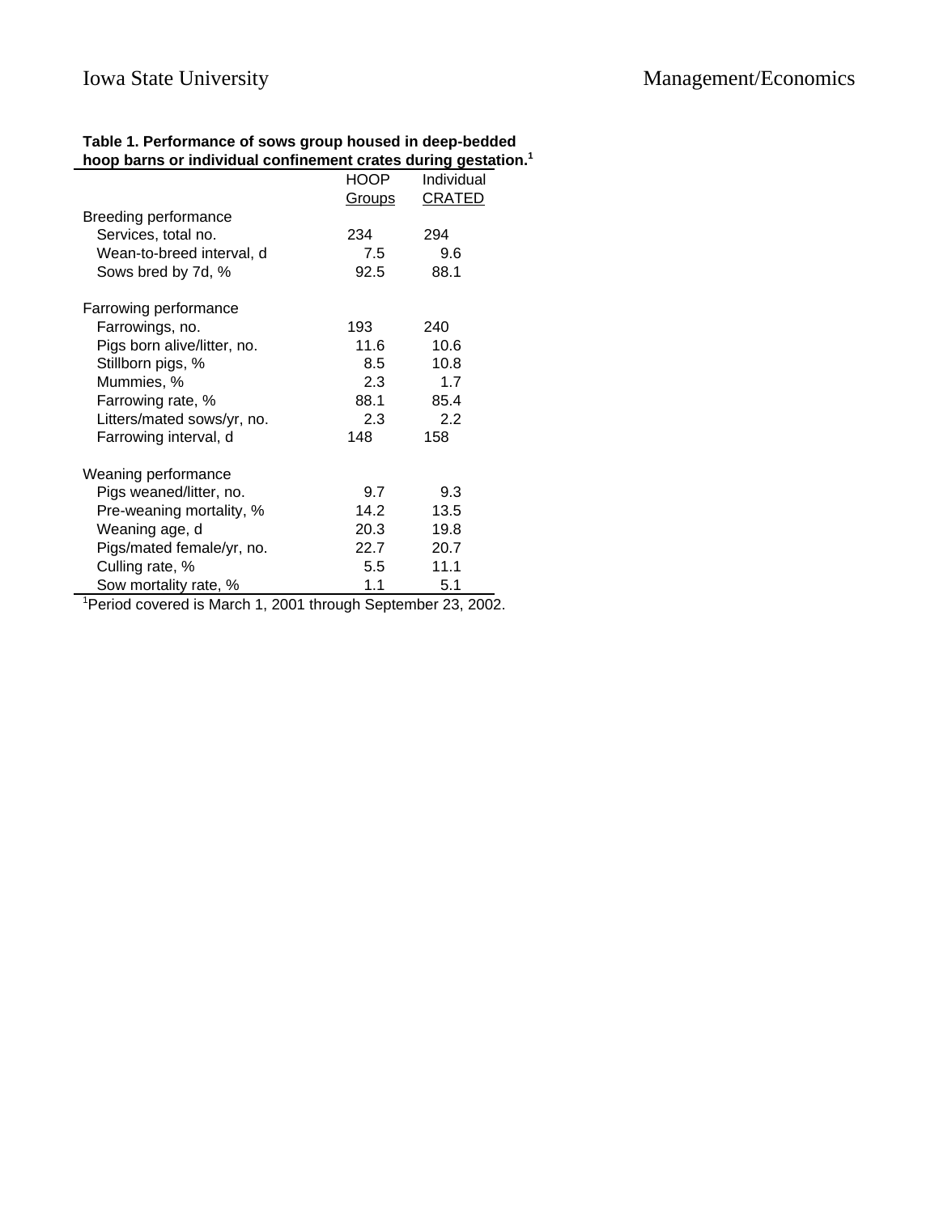**Table 1. Performance of sows group housed in deep-bedded hoop barns or individual confinement crates during gestation.**[1]

| | HOOP Groups | Individual CRATED |
|---|---|---|
| Breeding performance | | |
| Services, total no. | 234 | 294 |
| Wean-to-breed interval, d | 7.5 | 9.6 |
| Sows bred by 7d, % | 92.5 | 88.1 |
| Farrowing performance | | |
| Farrowings, no. | 193 | 240 |
| Pigs born alive/litter, no. | 11.6 | 10.6 |
| Stillborn pigs, % | 8.5 | 10.8 |
| Mummies, % | 2.3 | 1.7 |
| Farrowing rate, % | 88.1 | 85.4 |
| Litters/mated sows/yr, no. | 2.3 | 2.2 |
| Farrowing interval, d | 148 | 158 |
| Weaning performance | | |
| Pigs weaned/litter, no. | 9.7 | 9.3 |
| Pre-weaning mortality, % | 14.2 | 13.5 |
| Weaning age, d | 20.3 | 19.8 |
| Pigs/mated female/yr, no. | 22.7 | 20.7 |
| Culling rate, % | 5.5 | 11.1 |
| Sow mortality rate, % | 1.1 | 5.1 |

[1]Period covered is March 1, 2001 through September 23, 2002.